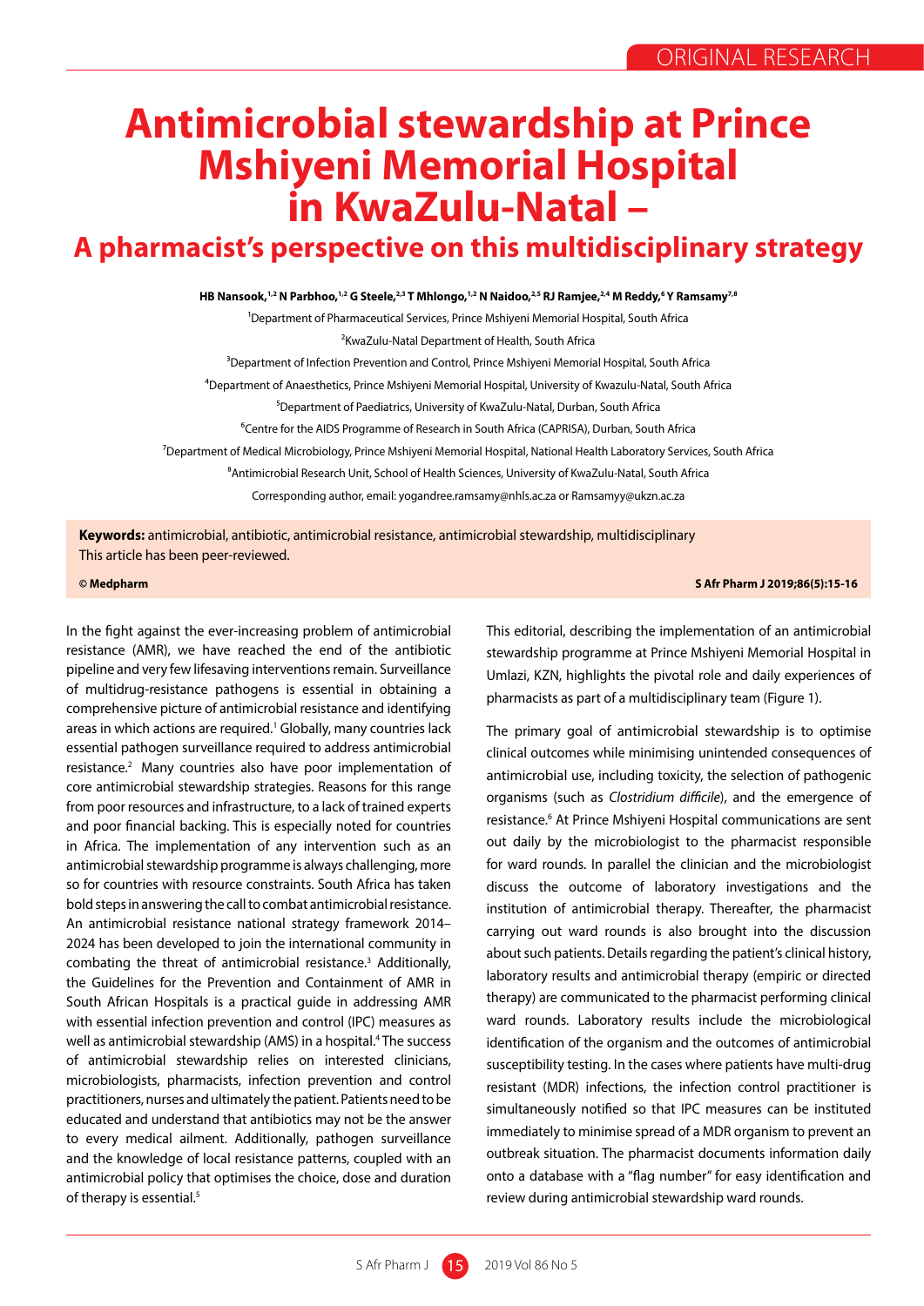ORIGINAL RESEARCH

# Antimicrobial stewardship at Prince Mshiyeni Memorial Hospital in KwaZulu-Natal –

## A pharmacist's perspective on this multidisciplinary strategy

**HB Nansook,[1,2] N Parbhoo,[1,2] G Steele,[2,3] T Mhlongo,[1,2] N Naidoo,[2,5] RJ Ramjee,[2,4] M Reddy,[6] Y Ramsamy[7,8]**

[1]Department of Pharmaceutical Services, Prince Mshiyeni Memorial Hospital, South Africa

[2]KwaZulu-Natal Department of Health, South Africa

[3]Department of Infection Prevention and Control, Prince Mshiyeni Memorial Hospital, South Africa

[4]Department of Anaesthetics, Prince Mshiyeni Memorial Hospital, University of Kwazulu-Natal, South Africa

[5]Department of Paediatrics, University of KwaZulu-Natal, Durban, South Africa

[6]Centre for the AIDS Programme of Research in South Africa (CAPRISA), Durban, South Africa

[7]Department of Medical Microbiology, Prince Mshiyeni Memorial Hospital, National Health Laboratory Services, South Africa

[8]Antimicrobial Research Unit, School of Health Sciences, University of KwaZulu-Natal, South Africa

Corresponding author, email: yogandree.ramsamy@nhls.ac.za or Ramsamyy@ukzn.ac.za

**Keywords:** antimicrobial, antibiotic, antimicrobial resistance, antimicrobial stewardship, multidisciplinary

This article has been peer-reviewed.

**© Medpharm** **S Afr Pharm J 2019;86(5):15-16**

In the fight against the ever-increasing problem of antimicrobial resistance (AMR), we have reached the end of the antibiotic pipeline and very few lifesaving interventions remain. Surveillance of multidrug-resistance pathogens is essential in obtaining a comprehensive picture of antimicrobial resistance and identifying areas in which actions are required.[1] Globally, many countries lack essential pathogen surveillance required to address antimicrobial resistance.[2] Many countries also have poor implementation of core antimicrobial stewardship strategies. Reasons for this range from poor resources and infrastructure, to a lack of trained experts and poor financial backing. This is especially noted for countries in Africa. The implementation of any intervention such as an antimicrobial stewardship programme is always challenging, more so for countries with resource constraints. South Africa has taken bold steps in answering the call to combat antimicrobial resistance. An antimicrobial resistance national strategy framework 2014–2024 has been developed to join the international community in combating the threat of antimicrobial resistance.[3] Additionally, the Guidelines for the Prevention and Containment of AMR in South African Hospitals is a practical guide in addressing AMR with essential infection prevention and control (IPC) measures as well as antimicrobial stewardship (AMS) in a hospital.[4] The success of antimicrobial stewardship relies on interested clinicians, microbiologists, pharmacists, infection prevention and control practitioners, nurses and ultimately the patient. Patients need to be educated and understand that antibiotics may not be the answer to every medical ailment. Additionally, pathogen surveillance and the knowledge of local resistance patterns, coupled with an antimicrobial policy that optimises the choice, dose and duration of therapy is essential.[5]

This editorial, describing the implementation of an antimicrobial stewardship programme at Prince Mshiyeni Memorial Hospital in Umlazi, KZN, highlights the pivotal role and daily experiences of pharmacists as part of a multidisciplinary team (Figure 1).

The primary goal of antimicrobial stewardship is to optimise clinical outcomes while minimising unintended consequences of antimicrobial use, including toxicity, the selection of pathogenic organisms (such as *Clostridium difficile*), and the emergence of resistance.[6] At Prince Mshiyeni Hospital communications are sent out daily by the microbiologist to the pharmacist responsible for ward rounds. In parallel the clinician and the microbiologist discuss the outcome of laboratory investigations and the institution of antimicrobial therapy. Thereafter, the pharmacist carrying out ward rounds is also brought into the discussion about such patients. Details regarding the patient's clinical history, laboratory results and antimicrobial therapy (empiric or directed therapy) are communicated to the pharmacist performing clinical ward rounds. Laboratory results include the microbiological identification of the organism and the outcomes of antimicrobial susceptibility testing. In the cases where patients have multi-drug resistant (MDR) infections, the infection control practitioner is simultaneously notified so that IPC measures can be instituted immediately to minimise spread of a MDR organism to prevent an outbreak situation. The pharmacist documents information daily onto a database with a "flag number" for easy identification and review during antimicrobial stewardship ward rounds.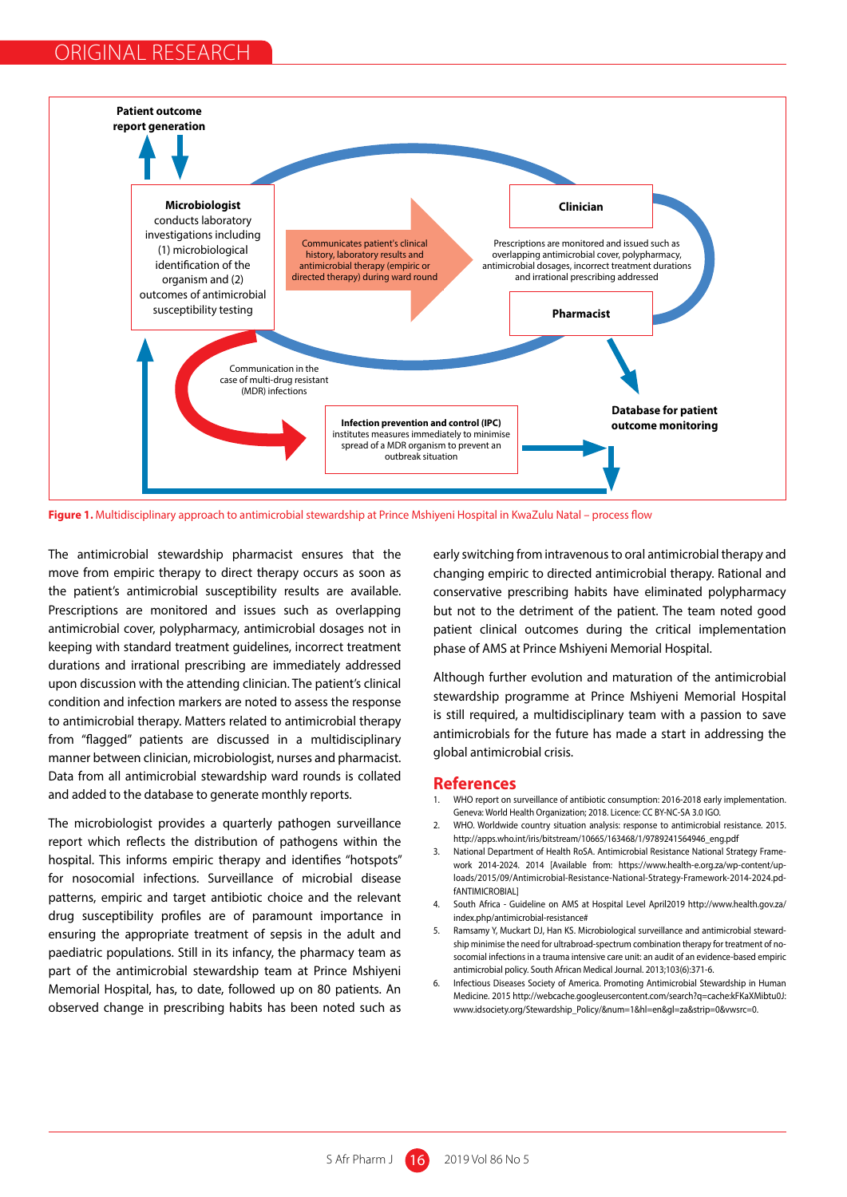Patient outcome report generation

Microbiologist conducts laboratory investigations including (1) microbiological identification of the organism and (2) outcomes of antimicrobial susceptibility testing

Communicates patient's clinical history, laboratory results and antimicrobial therapy (empiric or directed therapy) during ward round

Clinician

Prescriptions are monitored and issued such as overlapping antimicrobial cover, polypharmacy, antimicrobial dosages, incorrect treatment durations and irrational prescribing addressed

Pharmacist

Communication in the case of multi-drug resistant (MDR) infections

Infection prevention and control (IPC) institutes measures immediately to minimise spread of a MDR organism to prevent an outbreak situation

Database for patient outcome monitoring

**Figure 1.** Multidisciplinary approach to antimicrobial stewardship at Prince Mshiyeni Hospital in KwaZulu Natal – process flow

The antimicrobial stewardship pharmacist ensures that the move from empiric therapy to direct therapy occurs as soon as the patient's antimicrobial susceptibility results are available. Prescriptions are monitored and issues such as overlapping antimicrobial cover, polypharmacy, antimicrobial dosages not in keeping with standard treatment guidelines, incorrect treatment durations and irrational prescribing are immediately addressed upon discussion with the attending clinician. The patient's clinical condition and infection markers are noted to assess the response to antimicrobial therapy. Matters related to antimicrobial therapy from "flagged" patients are discussed in a multidisciplinary manner between clinician, microbiologist, nurses and pharmacist. Data from all antimicrobial stewardship ward rounds is collated and added to the database to generate monthly reports.

The microbiologist provides a quarterly pathogen surveillance report which reflects the distribution of pathogens within the hospital. This informs empiric therapy and identifies "hotspots" for nosocomial infections. Surveillance of microbial disease patterns, empiric and target antibiotic choice and the relevant drug susceptibility profiles are of paramount importance in ensuring the appropriate treatment of sepsis in the adult and paediatric populations. Still in its infancy, the pharmacy team as part of the antimicrobial stewardship team at Prince Mshiyeni Memorial Hospital, has, to date, followed up on 80 patients. An observed change in prescribing habits has been noted such as early switching from intravenous to oral antimicrobial therapy and changing empiric to directed antimicrobial therapy. Rational and conservative prescribing habits have eliminated polypharmacy but not to the detriment of the patient. The team noted good patient clinical outcomes during the critical implementation phase of AMS at Prince Mshiyeni Memorial Hospital.

Although further evolution and maturation of the antimicrobial stewardship programme at Prince Mshiyeni Memorial Hospital is still required, a multidisciplinary team with a passion to save antimicrobials for the future has made a start in addressing the global antimicrobial crisis.

## References

1. WHO report on surveillance of antibiotic consumption: 2016-2018 early implementation. Geneva: World Health Organization; 2018. Licence: CC BY-NC-SA 3.0 IGO.
2. WHO. Worldwide country situation analysis: response to antimicrobial resistance. 2015. http://apps.who.int/iris/bitstream/10665/163468/1/9789241564946_eng.pdf
3. National Department of Health RoSA. Antimicrobial Resistance National Strategy Framework 2014-2024. 2014 [Available from: https://www.health-e.org.za/wp-content/uploads/2015/09/Antimicrobial-Resistance-National-Strategy-Framework-2014-2024.pdf ANTIMICROBIAL]
4. South Africa - Guideline on AMS at Hospital Level April2019 http://www.health.gov.za/index.php/antimicrobial-resistance#
5. Ramsamy Y, Muckart DJ, Han KS. Microbiological surveillance and antimicrobial stewardship minimise the need for ultrabroad-spectrum combination therapy for treatment of nosocomial infections in a trauma intensive care unit: an audit of an evidence-based empiric antimicrobial policy. South African Medical Journal. 2013;103(6):371-6.
6. Infectious Diseases Society of America. Promoting Antimicrobial Stewardship in Human Medicine. 2015 http://webcache.googleusercontent.com/search?q=cache:kFKaXMibtu0J:www.idsociety.org/Stewardship_Policy/&num=1&hl=en&gl=za&strip=0&vwsrc=0.